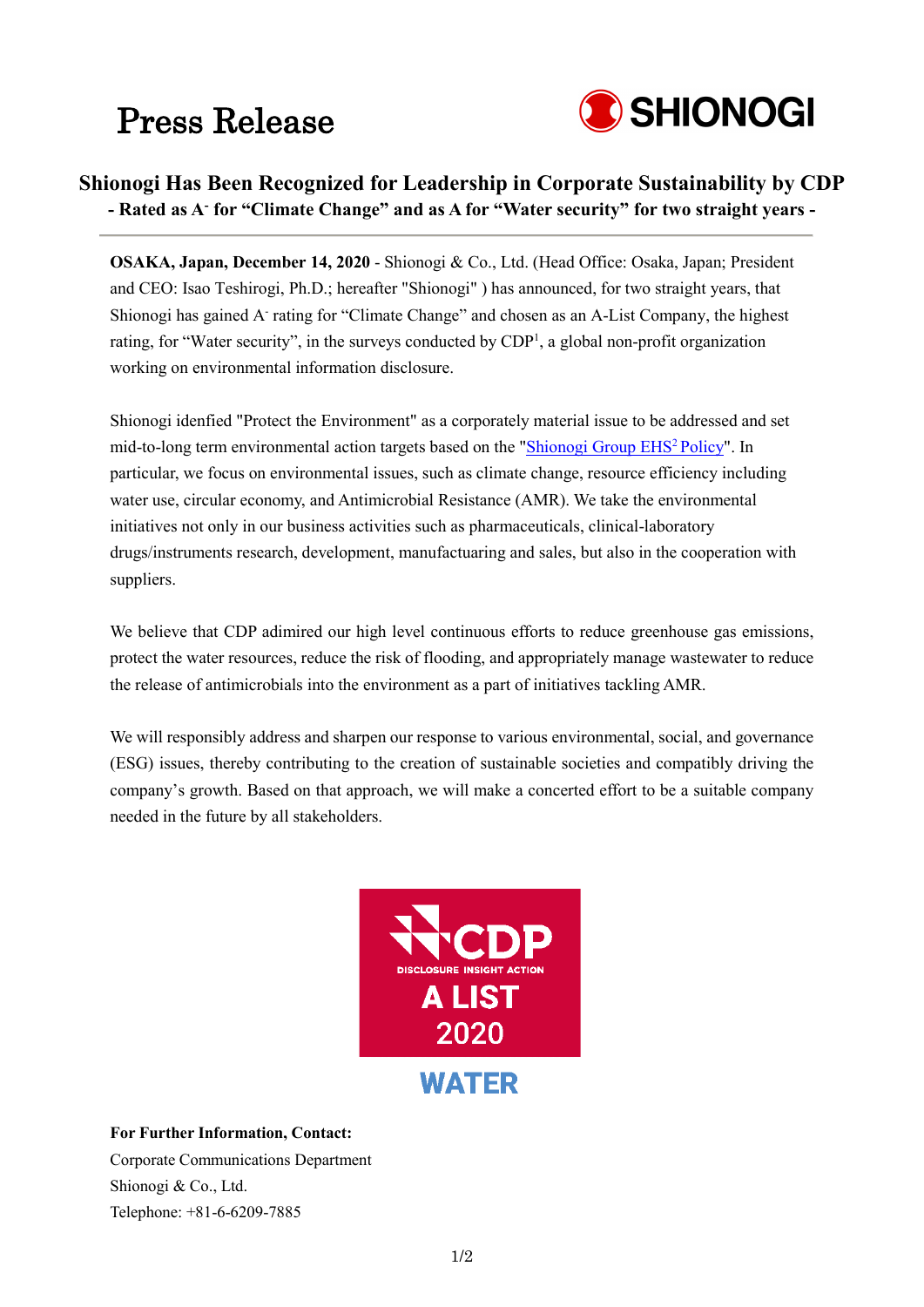Press Release

SHIONOGI

# Shionogi Has Been Recognized for Leadership in Corporate Sustainability by CDP

## - Rated as A- for "Climate Change" and as A for "Water security" for two straight years -

**OSAKA, Japan, December 14, 2020** - Shionogi & Co., Ltd. (Head Office: Osaka, Japan; President and CEO: Isao Teshirogi, Ph.D.; hereafter "Shionogi" ) has announced, for two straight years, that Shionogi has gained A- rating for "Climate Change" and chosen as an A-List Company, the highest rating, for "Water security", in the surveys conducted by CDP[1], a global non-profit organization working on environmental information disclosure.

Shionogi idenfied "Protect the Environment" as a corporately material issue to be addressed and set mid-to-long term environmental action targets based on the "Shionogi Group EHS[2] Policy". In particular, we focus on environmental issues, such as climate change, resource efficiency including water use, circular economy, and Antimicrobial Resistance (AMR). We take the environmental initiatives not only in our business activities such as pharmaceuticals, clinical-laboratory drugs/instruments research, development, manufactuaring and sales, but also in the cooperation with suppliers.

We believe that CDP adimired our high level continuous efforts to reduce greenhouse gas emissions, protect the water resources, reduce the risk of flooding, and appropriately manage wastewater to reduce the release of antimicrobials into the environment as a part of initiatives tackling AMR.

We will responsibly address and sharpen our response to various environmental, social, and governance (ESG) issues, thereby contributing to the creation of sustainable societies and compatibly driving the company's growth. Based on that approach, we will make a concerted effort to be a suitable company needed in the future by all stakeholders.

CDP DISCLOSURE INSIGHT ACTION A LIST 2020

WATER

**For Further Information, Contact:**
Corporate Communications Department
Shionogi & Co., Ltd.
Telephone: +81-6-6209-7885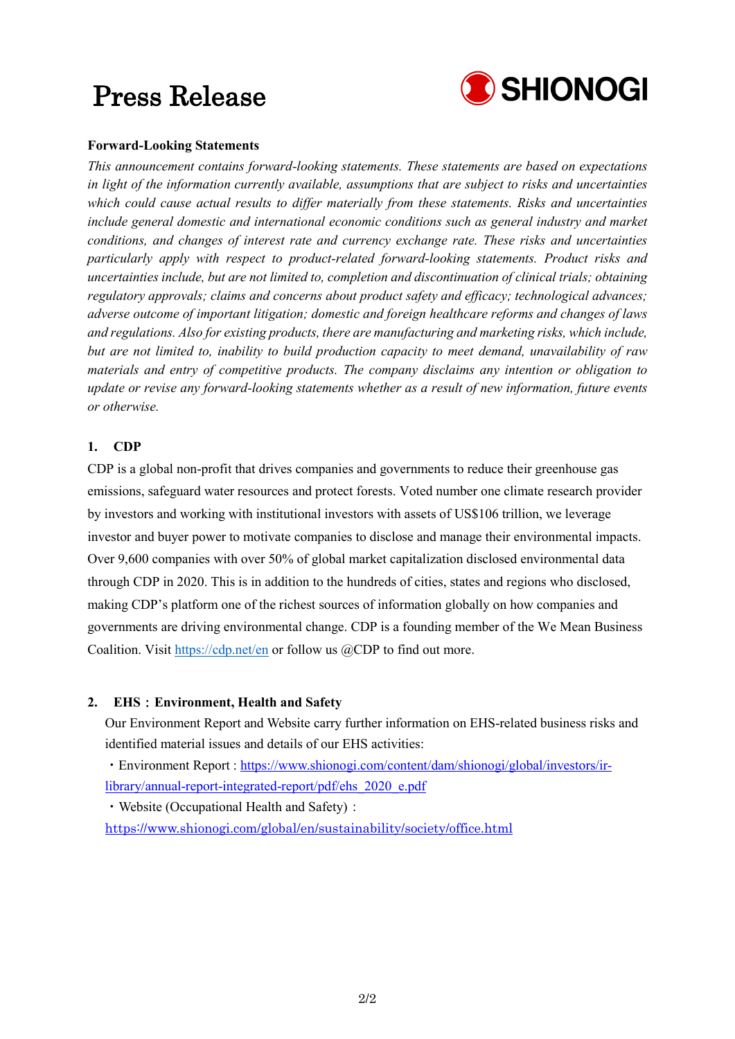# Press Release

**Forward-Looking Statements**

*This announcement contains forward-looking statements. These statements are based on expectations in light of the information currently available, assumptions that are subject to risks and uncertainties which could cause actual results to differ materially from these statements. Risks and uncertainties include general domestic and international economic conditions such as general industry and market conditions, and changes of interest rate and currency exchange rate. These risks and uncertainties particularly apply with respect to product-related forward-looking statements. Product risks and uncertainties include, but are not limited to, completion and discontinuation of clinical trials; obtaining regulatory approvals; claims and concerns about product safety and efficacy; technological advances; adverse outcome of important litigation; domestic and foreign healthcare reforms and changes of laws and regulations. Also for existing products, there are manufacturing and marketing risks, which include, but are not limited to, inability to build production capacity to meet demand, unavailability of raw materials and entry of competitive products. The company disclaims any intention or obligation to update or revise any forward-looking statements whether as a result of new information, future events or otherwise.*

**1. CDP**

CDP is a global non-profit that drives companies and governments to reduce their greenhouse gas emissions, safeguard water resources and protect forests. Voted number one climate research provider by investors and working with institutional investors with assets of US$106 trillion, we leverage investor and buyer power to motivate companies to disclose and manage their environmental impacts. Over 9,600 companies with over 50% of global market capitalization disclosed environmental data through CDP in 2020. This is in addition to the hundreds of cities, states and regions who disclosed, making CDP's platform one of the richest sources of information globally on how companies and governments are driving environmental change. CDP is a founding member of the We Mean Business Coalition. Visit https://cdp.net/en or follow us @CDP to find out more.

**2. EHS：Environment, Health and Safety**

Our Environment Report and Website carry further information on EHS-related business risks and identified material issues and details of our EHS activities:

・Environment Report : https://www.shionogi.com/content/dam/shionogi/global/investors/ir-library/annual-report-integrated-report/pdf/ehs_2020_e.pdf

・Website (Occupational Health and Safety)：
https://www.shionogi.com/global/en/sustainability/society/office.html